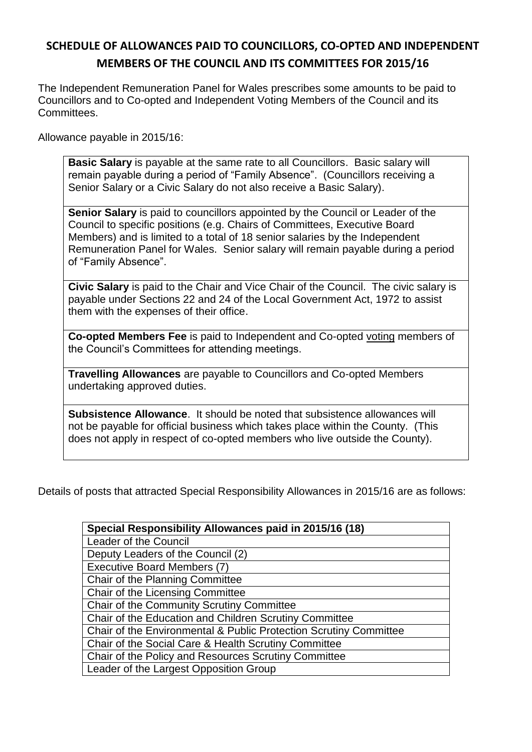# SCHEDULE OF ALLOWANCES PAID TO COUNCILLORS, CO-OPTED AND INDEPENDENT MEMBERS OF THE COUNCIL AND ITS COMMITTEES FOR 2015/16

The Independent Remuneration Panel for Wales prescribes some amounts to be paid to Councillors and to Co-opted and Independent Voting Members of the Council and its Committees.

Allowance payable in 2015/16:

| |
|---|
| **Basic Salary** is payable at the same rate to all Councillors. Basic salary will remain payable during a period of "Family Absence". (Councillors receiving a Senior Salary or a Civic Salary do not also receive a Basic Salary). |
| **Senior Salary** is paid to councillors appointed by the Council or Leader of the Council to specific positions (e.g. Chairs of Committees, Executive Board Members) and is limited to a total of 18 senior salaries by the Independent Remuneration Panel for Wales. Senior salary will remain payable during a period of "Family Absence". |
| **Civic Salary** is paid to the Chair and Vice Chair of the Council. The civic salary is payable under Sections 22 and 24 of the Local Government Act, 1972 to assist them with the expenses of their office. |
| **Co-opted Members Fee** is paid to Independent and Co-opted voting members of the Council's Committees for attending meetings. |
| **Travelling Allowances** are payable to Councillors and Co-opted Members undertaking approved duties. |
| **Subsistence Allowance**. It should be noted that subsistence allowances will not be payable for official business which takes place within the County. (This does not apply in respect of co-opted members who live outside the County). |

Details of posts that attracted Special Responsibility Allowances in 2015/16 are as follows:

| **Special Responsibility Allowances paid in 2015/16 (18)** |
|---|
| Leader of the Council |
| Deputy Leaders of the Council (2) |
| Executive Board Members (7) |
| Chair of the Planning Committee |
| Chair of the Licensing Committee |
| Chair of the Community Scrutiny Committee |
| Chair of the Education and Children Scrutiny Committee |
| Chair of the Environmental & Public Protection Scrutiny Committee |
| Chair of the Social Care & Health Scrutiny Committee |
| Chair of the Policy and Resources Scrutiny Committee |
| Leader of the Largest Opposition Group |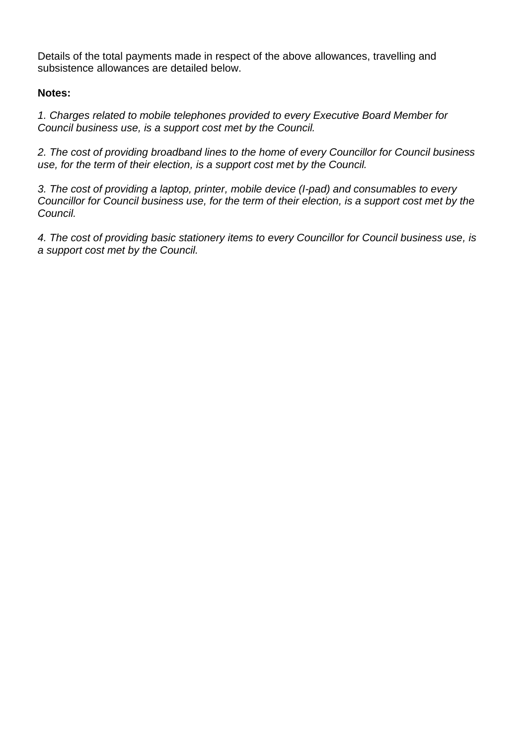Details of the total payments made in respect of the above allowances, travelling and subsistence allowances are detailed below.

**Notes:**

*1. Charges related to mobile telephones provided to every Executive Board Member for Council business use, is a support cost met by the Council.*

*2. The cost of providing broadband lines to the home of every Councillor for Council business use, for the term of their election, is a support cost met by the Council.*

*3. The cost of providing a laptop, printer, mobile device (I-pad) and consumables to every Councillor for Council business use, for the term of their election, is a support cost met by the Council.*

*4. The cost of providing basic stationery items to every Councillor for Council business use, is a support cost met by the Council.*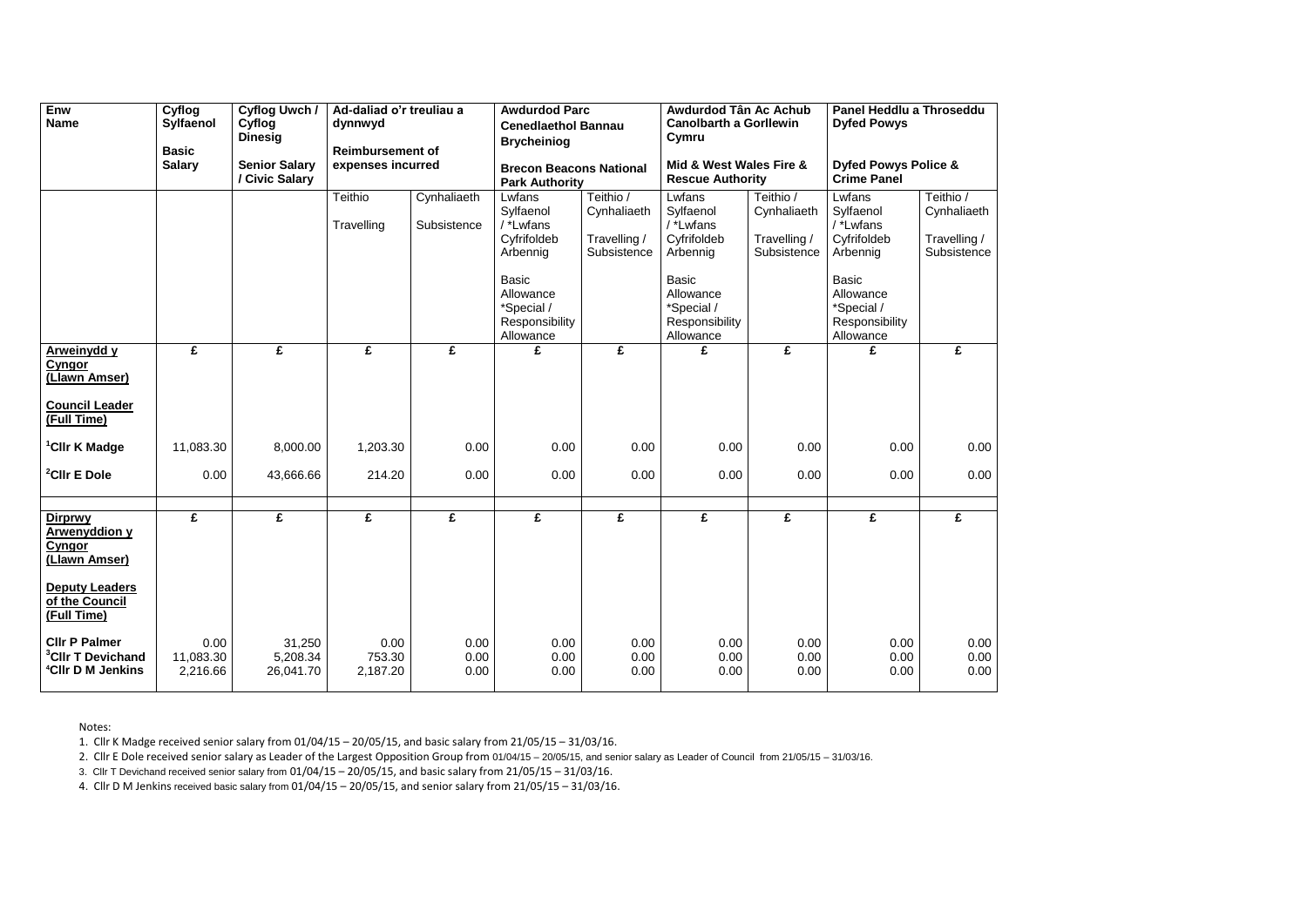| Enw<br>Name | Cyflog Sylfaenol<br><br>Basic Salary | Cyflog Uwch / Cyflog Dinesig<br><br>Senior Salary / Civic Salary | Ad-daliad o'r treuliau a dynnwyd<br><br>Reimbursement of expenses incurred | | Awdurdod Parc Cenedlaethol Bannau Brycheiniog<br><br>Brecon Beacons National Park Authority | | Awdurdod Tân Ac Achub Canolbarth a Gorllewin Cymru<br><br>Mid & West Wales Fire & Rescue Authority | | Panel Heddlu a Throseddu Dyfed Powys<br><br>Dyfed Powys Police & Crime Panel | |
|---|---|---|---|---|---|---|---|---|---|---|
| | | | Teithio<br><br>Travelling | Cynhaliaeth<br><br>Subsistence | Lwfans Sylfaenol / *Lwfans Cyfrifoldeb Arbennig<br><br>Basic Allowance *Special / Responsibility Allowance | Teithio / Cynhaliaeth<br><br>Travelling / Subsistence | Lwfans Sylfaenol / *Lwfans Cyfrifoldeb Arbennig<br><br>Basic Allowance *Special / Responsibility Allowance | Teithio / Cynhaliaeth<br><br>Travelling / Subsistence | Lwfans Sylfaenol / *Lwfans Cyfrifoldeb Arbennig<br><br>Basic Allowance *Special / Responsibility Allowance | Teithio / Cynhaliaeth<br><br>Travelling / Subsistence |
| **Arweinydd y Cyngor (Llawn Amser)**<br><br>**Council Leader (Full Time)** | £ | £ | £ | £ | £ | £ | £ | £ | £ | £ |
| [1]**Cllr K Madge** | 11,083.30 | 8,000.00 | 1,203.30 | 0.00 | 0.00 | 0.00 | 0.00 | 0.00 | 0.00 | 0.00 |
| [2]**Cllr E Dole** | 0.00 | 43,666.66 | 214.20 | 0.00 | 0.00 | 0.00 | 0.00 | 0.00 | 0.00 | 0.00 |
| | | | | | | | | | | |
| **Dirprwy Arwenyddion y Cyngor (Llawn Amser)**<br><br>**Deputy Leaders of the Council (Full Time)** | £ | £ | £ | £ | £ | £ | £ | £ | £ | £ |
| **Cllr P Palmer** | 0.00 | 31,250 | 0.00 | 0.00 | 0.00 | 0.00 | 0.00 | 0.00 | 0.00 | 0.00 |
| [3]**Cllr T Devichand** | 11,083.30 | 5,208.34 | 753.30 | 0.00 | 0.00 | 0.00 | 0.00 | 0.00 | 0.00 | 0.00 |
| [4]**Cllr D M Jenkins** | 2,216.66 | 26,041.70 | 2,187.20 | 0.00 | 0.00 | 0.00 | 0.00 | 0.00 | 0.00 | 0.00 |

Notes:

1. Cllr K Madge received senior salary from 01/04/15 – 20/05/15, and basic salary from 21/05/15 – 31/03/16.
2. Cllr E Dole received senior salary as Leader of the Largest Opposition Group from 01/04/15 – 20/05/15, and senior salary as Leader of Council from 21/05/15 – 31/03/16.
3. Cllr T Devichand received senior salary from 01/04/15 – 20/05/15, and basic salary from 21/05/15 – 31/03/16.
4. Cllr D M Jenkins received basic salary from 01/04/15 – 20/05/15, and senior salary from 21/05/15 – 31/03/16.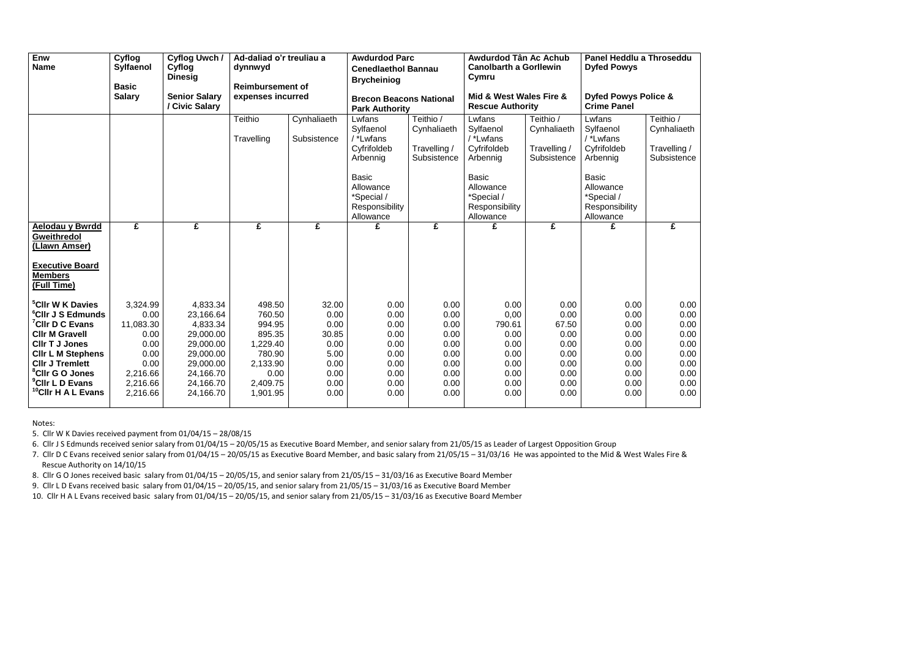| Enw<br>Name | Cyflog Sylfaenol<br><br>Basic Salary | Cyflog Uwch / Cyflog Dinesig<br><br>Senior Salary / Civic Salary | Ad-daliad o'r treuliau a dynnwyd<br><br>Reimbursement of expenses incurred | | Awdurdod Parc Cenedlaethol Bannau Brycheiniog<br><br>Brecon Beacons National Park Authority | | Awdurdod Tân Ac Achub Canolbarth a Gorllewin Cymru<br><br>Mid & West Wales Fire & Rescue Authority | | Panel Heddlu a Throseddu Dyfed Powys<br><br>Dyfed Powys Police & Crime Panel | |
|---|---|---|---|---|---|---|---|---|---|---|
| | | | Teithio<br><br>Travelling | Cynhaliaeth<br><br>Subsistence | Lwfans Sylfaenol / *Lwfans Cyfrifoldeb Arbennig<br><br>Basic Allowance *Special / Responsibility Allowance | Teithio / Cynhaliaeth<br><br>Travelling / Subsistence | Lwfans Sylfaenol / *Lwfans Cyfrifoldeb Arbennig<br><br>Basic Allowance *Special / Responsibility Allowance | Teithio / Cynhaliaeth<br><br>Travelling / Subsistence | Lwfans Sylfaenol / *Lwfans Cyfrifoldeb Arbennig<br><br>Basic Allowance *Special / Responsibility Allowance | Teithio / Cynhaliaeth<br><br>Travelling / Subsistence |
| **Aelodau y Bwrdd Gweithredol (Llawn Amser)**<br><br>**Executive Board Members (Full Time)** | £ | £ | £ | £ | £ | £ | £ | £ | £ | £ |
| **[5]Cllr W K Davies** | 3,324.99 | 4,833.34 | 498.50 | 32.00 | 0.00 | 0.00 | 0.00 | 0.00 | 0.00 | 0.00 |
| **[6]Cllr J S Edmunds** | 0.00 | 23,166.64 | 760.50 | 0.00 | 0.00 | 0.00 | 0,00 | 0.00 | 0.00 | 0.00 |
| **[7]Cllr D C Evans** | 11,083.30 | 4,833.34 | 994.95 | 0.00 | 0.00 | 0.00 | 790.61 | 67.50 | 0.00 | 0.00 |
| **Cllr M Gravell** | 0.00 | 29,000.00 | 895.35 | 30.85 | 0.00 | 0.00 | 0.00 | 0.00 | 0.00 | 0.00 |
| **Cllr T J Jones** | 0.00 | 29,000.00 | 1,229.40 | 0.00 | 0.00 | 0.00 | 0.00 | 0.00 | 0.00 | 0.00 |
| **Cllr L M Stephens** | 0.00 | 29,000.00 | 780.90 | 5.00 | 0.00 | 0.00 | 0.00 | 0.00 | 0.00 | 0.00 |
| **Cllr J Tremlett** | 0.00 | 29,000.00 | 2,133.90 | 0.00 | 0.00 | 0.00 | 0.00 | 0.00 | 0.00 | 0.00 |
| **[8]Cllr G O Jones** | 2,216.66 | 24,166.70 | 0.00 | 0.00 | 0.00 | 0.00 | 0.00 | 0.00 | 0.00 | 0.00 |
| **[9]Cllr L D Evans** | 2,216.66 | 24,166.70 | 2,409.75 | 0.00 | 0.00 | 0.00 | 0.00 | 0.00 | 0.00 | 0.00 |
| **[10]Cllr H A L Evans** | 2,216.66 | 24,166.70 | 1,901.95 | 0.00 | 0.00 | 0.00 | 0.00 | 0.00 | 0.00 | 0.00 |

Notes:

5. Cllr W K Davies received payment from 01/04/15 – 28/08/15

6. Cllr J S Edmunds received senior salary from 01/04/15 – 20/05/15 as Executive Board Member, and senior salary from 21/05/15 as Leader of Largest Opposition Group

7. Cllr D C Evans received senior salary from 01/04/15 – 20/05/15 as Executive Board Member, and basic salary from 21/05/15 – 31/03/16 He was appointed to the Mid & West Wales Fire & Rescue Authority on 14/10/15

8. Cllr G O Jones received basic salary from 01/04/15 – 20/05/15, and senior salary from 21/05/15 – 31/03/16 as Executive Board Member

9. Cllr L D Evans received basic salary from 01/04/15 – 20/05/15, and senior salary from 21/05/15 – 31/03/16 as Executive Board Member

10. Cllr H A L Evans received basic salary from 01/04/15 – 20/05/15, and senior salary from 21/05/15 – 31/03/16 as Executive Board Member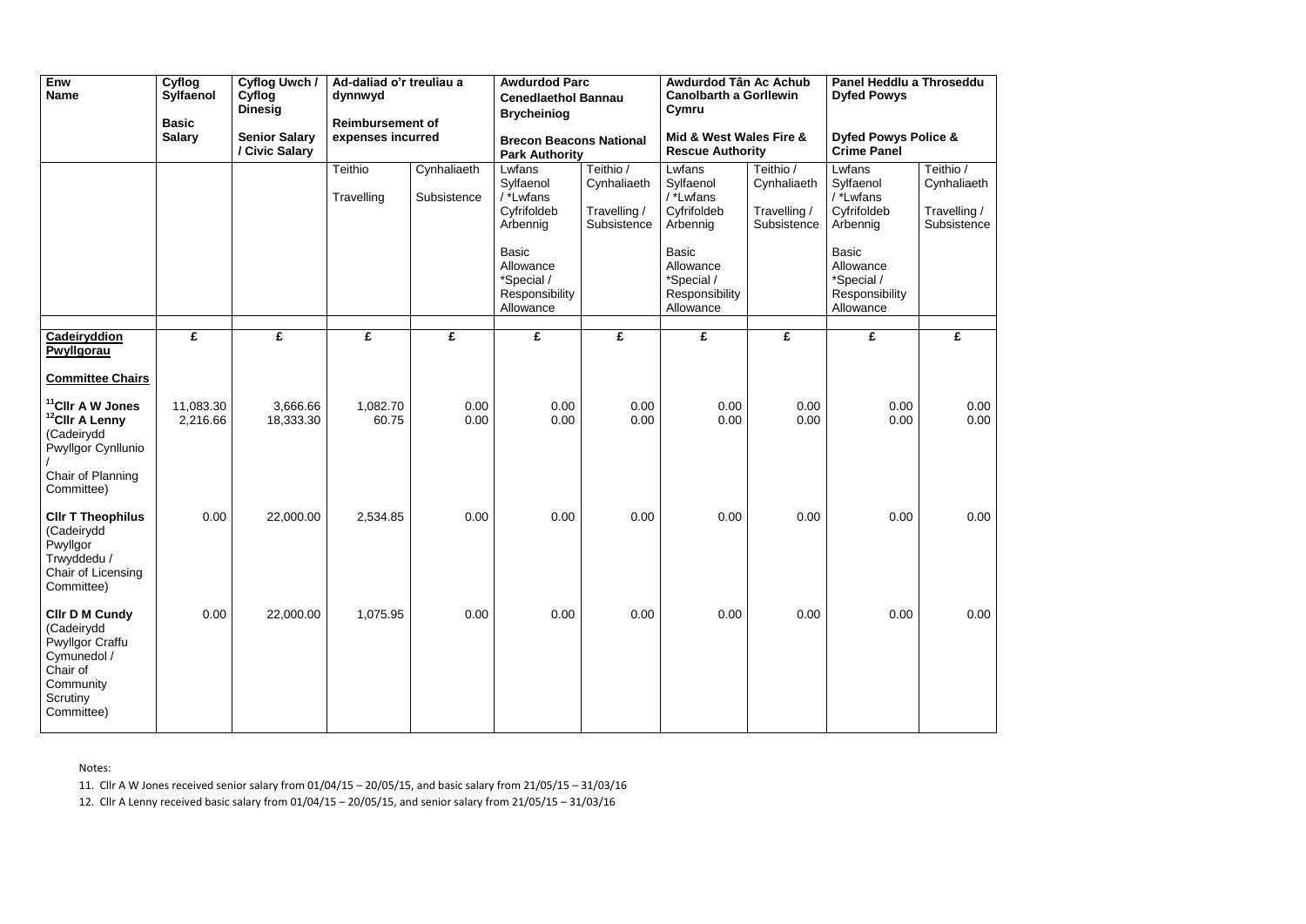| Enw<br>Name | Cyflog Sylfaenol<br><br>Basic Salary | Cyflog Uwch / Cyflog Dinesig<br><br>Senior Salary / Civic Salary | Ad-daliad o'r treuliau a dynnwyd<br><br>Reimbursement of expenses incurred | | Awdurdod Parc Cenedlaethol Bannau Brycheiniog<br><br>Brecon Beacons National Park Authority | | Awdurdod Tân Ac Achub Canolbarth a Gorllewin Cymru<br><br>Mid & West Wales Fire & Rescue Authority | | Panel Heddlu a Throseddu Dyfed Powys<br><br>Dyfed Powys Police & Crime Panel | |
|---|---|---|---|---|---|---|---|---|---|---|
| | | | Teithio<br><br>Travelling | Cynhaliaeth<br><br>Subsistence | Lwfans Sylfaenol / *Lwfans Cyfrifoldeb Arbennig<br><br>Basic Allowance *Special / Responsibility Allowance | Teithio / Cynhaliaeth<br><br>Travelling / Subsistence | Lwfans Sylfaenol / *Lwfans Cyfrifoldeb Arbennig<br><br>Basic Allowance *Special / Responsibility Allowance | Teithio / Cynhaliaeth<br><br>Travelling / Subsistence | Lwfans Sylfaenol / *Lwfans Cyfrifoldeb Arbennig<br><br>Basic Allowance *Special / Responsibility Allowance | Teithio / Cynhaliaeth<br><br>Travelling / Subsistence |
| **Cadeiryddion Pwyllgorau**<br><br>**Committee Chairs** | £ | £ | £ | £ | £ | £ | £ | £ | £ | £ |
| [11]**Cllr A W Jones** | 11,083.30 | 3,666.66 | 1,082.70 | 0.00 | 0.00 | 0.00 | 0.00 | 0.00 | 0.00 | 0.00 |
| [12]**Cllr A Lenny** (Cadeirydd Pwyllgor Cynllunio / Chair of Planning Committee) | 2,216.66 | 18,333.30 | 60.75 | 0.00 | 0.00 | 0.00 | 0.00 | 0.00 | 0.00 | 0.00 |
| **Cllr T Theophilus** (Cadeirydd Pwyllgor Trwyddedu / Chair of Licensing Committee) | 0.00 | 22,000.00 | 2,534.85 | 0.00 | 0.00 | 0.00 | 0.00 | 0.00 | 0.00 | 0.00 |
| **Cllr D M Cundy** (Cadeirydd Pwyllgor Craffu Cymunedol / Chair of Community Scrutiny Committee) | 0.00 | 22,000.00 | 1,075.95 | 0.00 | 0.00 | 0.00 | 0.00 | 0.00 | 0.00 | 0.00 |

Notes:

11. Cllr A W Jones received senior salary from 01/04/15 – 20/05/15, and basic salary from 21/05/15 – 31/03/16

12. Cllr A Lenny received basic salary from 01/04/15 – 20/05/15, and senior salary from 21/05/15 – 31/03/16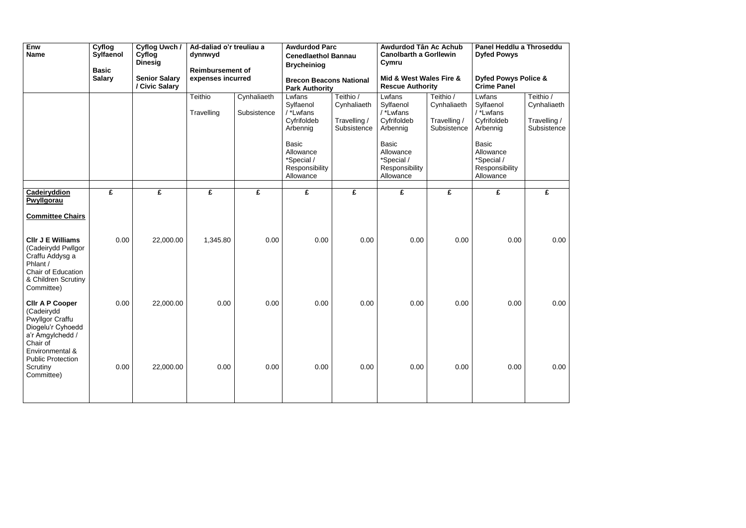| Enw<br>Name | Cyflog Sylfaenol<br><br>Basic Salary | Cyflog Uwch / Cyflog Dinesig<br><br>Senior Salary / Civic Salary | Ad-daliad o'r treuliau a dynnwyd<br><br>Reimbursement of expenses incurred | | Awdurdod Parc Cenedlaethol Bannau Brycheiniog<br><br>Brecon Beacons National Park Authority | | Awdurdod Tân Ac Achub Canolbarth a Gorllewin Cymru<br><br>Mid & West Wales Fire & Rescue Authority | | Panel Heddlu a Throseddu Dyfed Powys<br><br>Dyfed Powys Police & Crime Panel | |
|---|---|---|---|---|---|---|---|---|---|---|
| | | | Teithio<br><br>Travelling | Cynhaliaeth<br><br>Subsistence | Lwfans Sylfaenol / *Lwfans Cyfrifoldeb Arbennig<br><br>Basic Allowance *Special / Responsibility Allowance | Teithio / Cynhaliaeth<br><br>Travelling / Subsistence | Lwfans Sylfaenol / *Lwfans Cyfrifoldeb Arbennig<br><br>Basic Allowance *Special / Responsibility Allowance | Teithio / Cynhaliaeth<br><br>Travelling / Subsistence | Lwfans Sylfaenol / *Lwfans Cyfrifoldeb Arbennig<br><br>Basic Allowance *Special / Responsibility Allowance | Teithio / Cynhaliaeth<br><br>Travelling / Subsistence |
| **Cadeiryddion Pwyllgorau**<br><br>**Committee Chairs** | **£** | **£** | **£** | **£** | **£** | **£** | **£** | **£** | **£** | **£** |
| **Cllr J E Williams** (Cadeirydd Pwllgor Craffu Addysg a Phlant / Chair of Education & Children Scrutiny Committee) | 0.00 | 22,000.00 | 1,345.80 | 0.00 | 0.00 | 0.00 | 0.00 | 0.00 | 0.00 | 0.00 |
| **Cllr A P Cooper** (Cadeirydd Pwyllgor Craffu Diogelu'r Cyhoedd a'r Amgylchedd / Chair of Environmental & Public Protection Scrutiny Committee) | 0.00 | 22,000.00 | 0.00 | 0.00 | 0.00 | 0.00 | 0.00 | 0.00 | 0.00 | 0.00 |
| | 0.00 | 22,000.00 | 0.00 | 0.00 | 0.00 | 0.00 | 0.00 | 0.00 | 0.00 | 0.00 |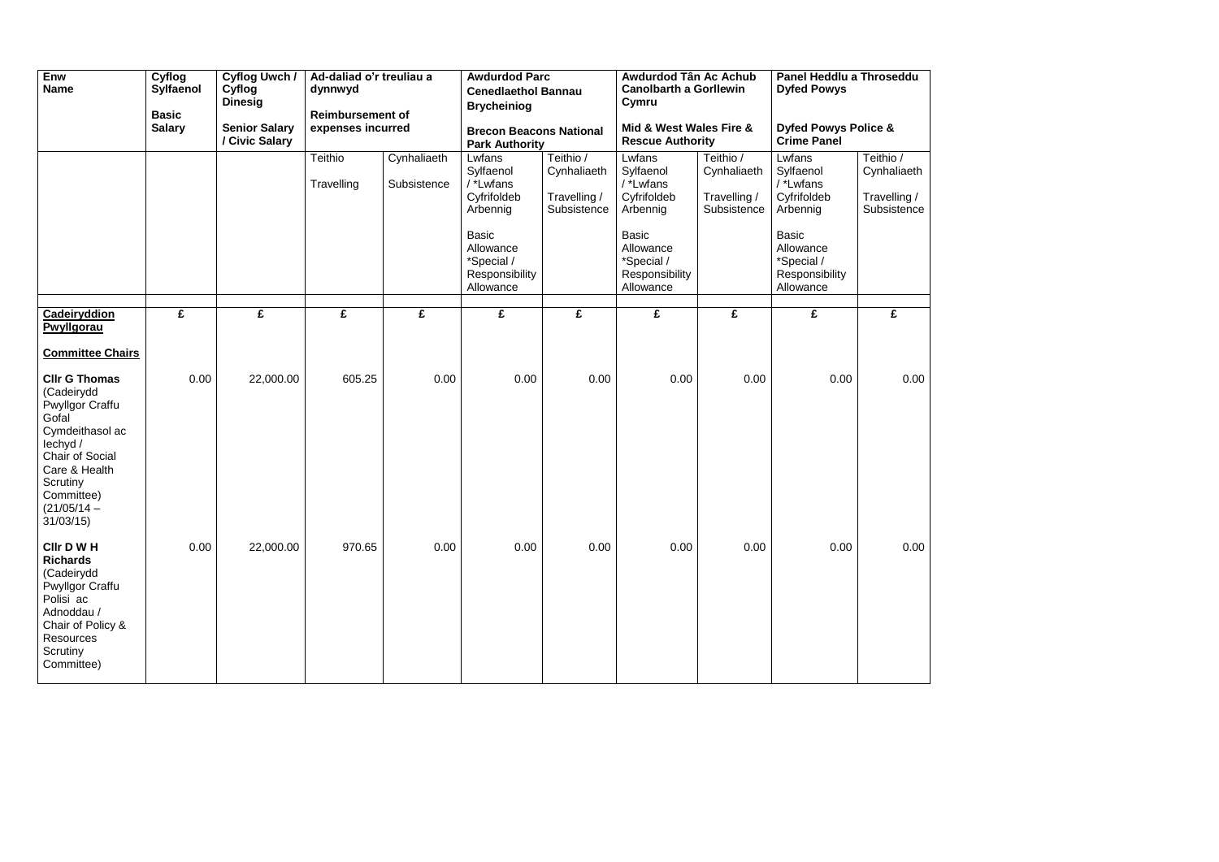| Enw<br>Name | Cyflog Sylfaenol<br>Basic Salary | Cyflog Uwch / Cyflog Dinesig<br>Senior Salary / Civic Salary | Ad-daliad o'r treuliau a dynnwyd<br>Reimbursement of expenses incurred | | Awdurdod Parc Cenedlaethol Bannau Brycheiniog<br>Brecon Beacons National Park Authority | | Awdurdod Tân Ac Achub Canolbarth a Gorllewin Cymru<br>Mid & West Wales Fire & Rescue Authority | | Panel Heddlu a Throseddu Dyfed Powys<br>Dyfed Powys Police & Crime Panel | |
|---|---|---|---|---|---|---|---|---|---|---|
| | | | Teithio<br>Travelling | Cynhaliaeth<br>Subsistence | Lwfans Sylfaenol / *Lwfans Cyfrifoldeb Arbennig<br>Basic Allowance *Special / Responsibility Allowance | Teithio / Cynhaliaeth<br>Travelling / Subsistence | Lwfans Sylfaenol / *Lwfans Cyfrifoldeb Arbennig<br>Basic Allowance *Special / Responsibility Allowance | Teithio / Cynhaliaeth<br>Travelling / Subsistence | Lwfans Sylfaenol / *Lwfans Cyfrifoldeb Arbennig<br>Basic Allowance *Special / Responsibility Allowance | Teithio / Cynhaliaeth<br>Travelling / Subsistence |
| **Cadeiryddion Pwyllgorau**<br>**Committee Chairs** | £ | £ | £ | £ | £ | £ | £ | £ | £ | £ |
| **Cllr G Thomas** (Cadeirydd Pwyllgor Craffu Gofal Cymdeithasol ac Iechyd / Chair of Social Care & Health Scrutiny Committee) (21/05/14 – 31/03/15) | 0.00 | 22,000.00 | 605.25 | 0.00 | 0.00 | 0.00 | 0.00 | 0.00 | 0.00 | 0.00 |
| **Cllr D W H Richards** (Cadeirydd Pwyllgor Craffu Polisi ac Adnoddau / Chair of Policy & Resources Scrutiny Committee) | 0.00 | 22,000.00 | 970.65 | 0.00 | 0.00 | 0.00 | 0.00 | 0.00 | 0.00 | 0.00 |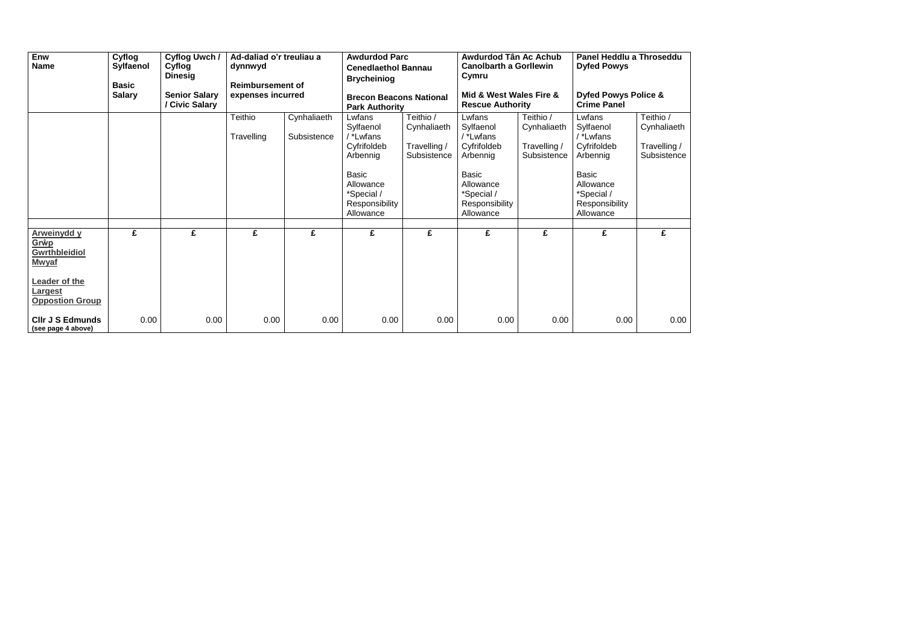| Enw<br>Name | Cyflog Sylfaenol<br><br>Basic Salary | Cyflog Uwch / Cyflog Dinesig<br><br>Senior Salary / Civic Salary | Ad-daliad o'r treuliau a dynnwyd<br><br>Reimbursement of expenses incurred | | Awdurdod Parc Cenedlaethol Bannau Brycheiniog<br><br>Brecon Beacons National Park Authority | | Awdurdod Tân Ac Achub Canolbarth a Gorllewin Cymru<br><br>Mid & West Wales Fire & Rescue Authority | | Panel Heddlu a Throseddu Dyfed Powys<br><br>Dyfed Powys Police & Crime Panel | |
|---|---|---|---|---|---|---|---|---|---|---|
| | | | Teithio<br><br>Travelling | Cynhaliaeth<br><br>Subsistence | Lwfans Sylfaenol / *Lwfans Cyfrifoldeb Arbennig<br><br>Basic Allowance *Special / Responsibility Allowance | Teithio / Cynhaliaeth<br><br>Travelling / Subsistence | Lwfans Sylfaenol / *Lwfans Cyfrifoldeb Arbennig<br><br>Basic Allowance *Special / Responsibility Allowance | Teithio / Cynhaliaeth<br><br>Travelling / Subsistence | Lwfans Sylfaenol / *Lwfans Cyfrifoldeb Arbennig<br><br>Basic Allowance *Special / Responsibility Allowance | Teithio / Cynhaliaeth<br><br>Travelling / Subsistence |
| | | | | | | | | | | |
| **Arweinydd y Grŵp Gwrthbleidiol Mwyaf**<br><br>**Leader of the Largest Oppostion Group** | £ | £ | £ | £ | £ | £ | £ | £ | £ | £ |
| **Cllr J S Edmunds** (see page 4 above) | 0.00 | 0.00 | 0.00 | 0.00 | 0.00 | 0.00 | 0.00 | 0.00 | 0.00 | 0.00 |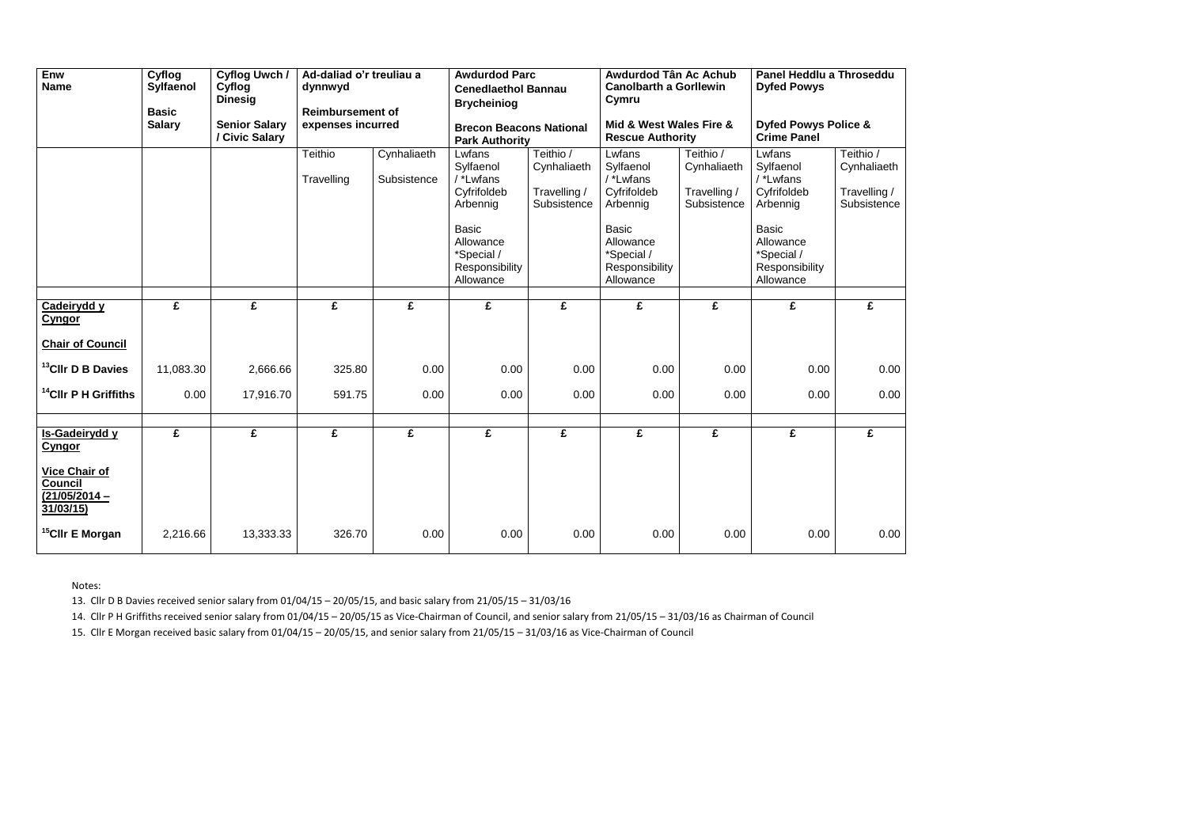| Enw<br>Name | Cyflog Sylfaenol<br><br>Basic Salary | Cyflog Uwch / Cyflog Dinesig<br><br>Senior Salary / Civic Salary | Ad-daliad o'r treuliau a dynnwyd<br><br>Reimbursement of expenses incurred | | Awdurdod Parc Cenedlaethol Bannau Brycheiniog<br><br>Brecon Beacons National Park Authority | | Awdurdod Tân Ac Achub Canolbarth a Gorllewin Cymru<br><br>Mid & West Wales Fire & Rescue Authority | | Panel Heddlu a Throseddu Dyfed Powys<br><br>Dyfed Powys Police & Crime Panel | |
|---|---|---|---|---|---|---|---|---|---|---|
| | | | Teithio<br><br>Travelling | Cynhaliaeth<br><br>Subsistence | Lwfans Sylfaenol / *Lwfans Cyfrifoldeb Arbennig<br><br>Basic Allowance *Special / Responsibility Allowance | Teithio / Cynhaliaeth<br><br>Travelling / Subsistence | Lwfans Sylfaenol / *Lwfans Cyfrifoldeb Arbennig<br><br>Basic Allowance *Special / Responsibility Allowance | Teithio / Cynhaliaeth<br><br>Travelling / Subsistence | Lwfans Sylfaenol / *Lwfans Cyfrifoldeb Arbennig<br><br>Basic Allowance *Special / Responsibility Allowance | Teithio / Cynhaliaeth<br><br>Travelling / Subsistence |
| **Cadeirydd y Cyngor**<br><br>**Chair of Council** | £ | £ | £ | £ | £ | £ | £ | £ | £ | £ |
| [13]**Cllr D B Davies** | 11,083.30 | 2,666.66 | 325.80 | 0.00 | 0.00 | 0.00 | 0.00 | 0.00 | 0.00 | 0.00 |
| [14]**Cllr P H Griffiths** | 0.00 | 17,916.70 | 591.75 | 0.00 | 0.00 | 0.00 | 0.00 | 0.00 | 0.00 | 0.00 |
| **Is-Gadeirydd y Cyngor**<br><br>**Vice Chair of Council (21/05/2014 – 31/03/15)** | £ | £ | £ | £ | £ | £ | £ | £ | £ | £ |
| [15]**Cllr E Morgan** | 2,216.66 | 13,333.33 | 326.70 | 0.00 | 0.00 | 0.00 | 0.00 | 0.00 | 0.00 | 0.00 |

Notes:

13. Cllr D B Davies received senior salary from 01/04/15 – 20/05/15, and basic salary from 21/05/15 – 31/03/16

14. Cllr P H Griffiths received senior salary from 01/04/15 – 20/05/15 as Vice-Chairman of Council, and senior salary from 21/05/15 – 31/03/16 as Chairman of Council

15. Cllr E Morgan received basic salary from 01/04/15 – 20/05/15, and senior salary from 21/05/15 – 31/03/16 as Vice-Chairman of Council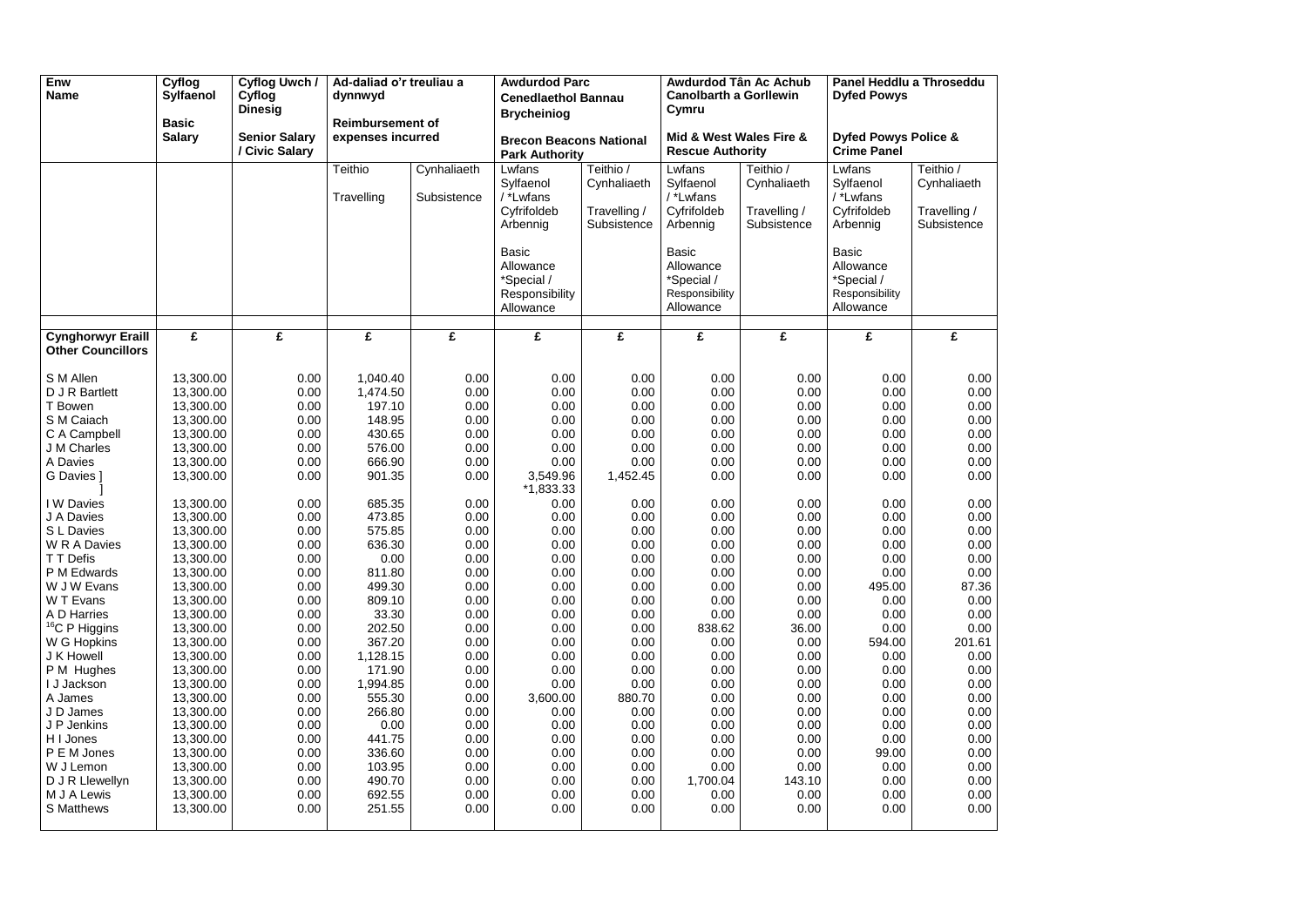| Enw<br>Name | Cyflog Sylfaenol<br><br>Basic Salary | Cyflog Uwch / Cyflog Dinesig<br><br>Senior Salary / Civic Salary | Ad-daliad o'r treuliau a dynnwyd<br><br>Reimbursement of expenses incurred | | Awdurdod Parc Cenedlaethol Bannau Brycheiniog<br><br>Brecon Beacons National Park Authority | | Awdurdod Tân Ac Achub Canolbarth a Gorllewin Cymru<br><br>Mid & West Wales Fire & Rescue Authority | | Panel Heddlu a Throseddu Dyfed Powys<br><br>Dyfed Powys Police & Crime Panel | |
|---|---|---|---|---|---|---|---|---|---|---|
| | | | Teithio<br><br>Travelling | Cynhaliaeth<br><br>Subsistence | Lwfans Sylfaenol / *Lwfans Cyfrifoldeb Arbennig<br><br>Basic Allowance *Special / Responsibility Allowance | Teithio / Cynhaliaeth<br><br>Travelling / Subsistence | Lwfans Sylfaenol / *Lwfans Cyfrifoldeb Arbennig<br><br>Basic Allowance *Special / Responsibility Allowance | Teithio / Cynhaliaeth<br><br>Travelling / Subsistence | Lwfans Sylfaenol / *Lwfans Cyfrifoldeb Arbennig<br><br>Basic Allowance *Special / Responsibility Allowance | Teithio / Cynhaliaeth<br><br>Travelling / Subsistence |
| **Cynghorwyr Eraill<br>Other Councillors** | **£** | **£** | **£** | **£** | **£** | **£** | **£** | **£** | **£** | **£** |
| S M Allen | 13,300.00 | 0.00 | 1,040.40 | 0.00 | 0.00 | 0.00 | 0.00 | 0.00 | 0.00 | 0.00 |
| D J R Bartlett | 13,300.00 | 0.00 | 1,474.50 | 0.00 | 0.00 | 0.00 | 0.00 | 0.00 | 0.00 | 0.00 |
| T Bowen | 13,300.00 | 0.00 | 197.10 | 0.00 | 0.00 | 0.00 | 0.00 | 0.00 | 0.00 | 0.00 |
| S M Caiach | 13,300.00 | 0.00 | 148.95 | 0.00 | 0.00 | 0.00 | 0.00 | 0.00 | 0.00 | 0.00 |
| C A Campbell | 13,300.00 | 0.00 | 430.65 | 0.00 | 0.00 | 0.00 | 0.00 | 0.00 | 0.00 | 0.00 |
| J M Charles | 13,300.00 | 0.00 | 576.00 | 0.00 | 0.00 | 0.00 | 0.00 | 0.00 | 0.00 | 0.00 |
| A Davies | 13,300.00 | 0.00 | 666.90 | 0.00 | 0.00 | 0.00 | 0.00 | 0.00 | 0.00 | 0.00 |
| G Davies ]<br>] | 13,300.00 | 0.00 | 901.35 | 0.00 | 3,549.96<br>*1,833.33 | 1,452.45 | 0.00 | 0.00 | 0.00 | 0.00 |
| I W Davies | 13,300.00 | 0.00 | 685.35 | 0.00 | 0.00 | 0.00 | 0.00 | 0.00 | 0.00 | 0.00 |
| J A Davies | 13,300.00 | 0.00 | 473.85 | 0.00 | 0.00 | 0.00 | 0.00 | 0.00 | 0.00 | 0.00 |
| S L Davies | 13,300.00 | 0.00 | 575.85 | 0.00 | 0.00 | 0.00 | 0.00 | 0.00 | 0.00 | 0.00 |
| W R A Davies | 13,300.00 | 0.00 | 636.30 | 0.00 | 0.00 | 0.00 | 0.00 | 0.00 | 0.00 | 0.00 |
| T T Defis | 13,300.00 | 0.00 | 0.00 | 0.00 | 0.00 | 0.00 | 0.00 | 0.00 | 0.00 | 0.00 |
| P M Edwards | 13,300.00 | 0.00 | 811.80 | 0.00 | 0.00 | 0.00 | 0.00 | 0.00 | 0.00 | 0.00 |
| W J W Evans | 13,300.00 | 0.00 | 499.30 | 0.00 | 0.00 | 0.00 | 0.00 | 0.00 | 495.00 | 87.36 |
| W T Evans | 13,300.00 | 0.00 | 809.10 | 0.00 | 0.00 | 0.00 | 0.00 | 0.00 | 0.00 | 0.00 |
| A D Harries | 13,300.00 | 0.00 | 33.30 | 0.00 | 0.00 | 0.00 | 0.00 | 0.00 | 0.00 | 0.00 |
| [16]C P Higgins | 13,300.00 | 0.00 | 202.50 | 0.00 | 0.00 | 0.00 | 838.62 | 36.00 | 0.00 | 0.00 |
| W G Hopkins | 13,300.00 | 0.00 | 367.20 | 0.00 | 0.00 | 0.00 | 0.00 | 0.00 | 594.00 | 201.61 |
| J K Howell | 13,300.00 | 0.00 | 1,128.15 | 0.00 | 0.00 | 0.00 | 0.00 | 0.00 | 0.00 | 0.00 |
| P M Hughes | 13,300.00 | 0.00 | 171.90 | 0.00 | 0.00 | 0.00 | 0.00 | 0.00 | 0.00 | 0.00 |
| I J Jackson | 13,300.00 | 0.00 | 1,994.85 | 0.00 | 0.00 | 0.00 | 0.00 | 0.00 | 0.00 | 0.00 |
| A James | 13,300.00 | 0.00 | 555.30 | 0.00 | 3,600.00 | 880.70 | 0.00 | 0.00 | 0.00 | 0.00 |
| J D James | 13,300.00 | 0.00 | 266.80 | 0.00 | 0.00 | 0.00 | 0.00 | 0.00 | 0.00 | 0.00 |
| J P Jenkins | 13,300.00 | 0.00 | 0.00 | 0.00 | 0.00 | 0.00 | 0.00 | 0.00 | 0.00 | 0.00 |
| H I Jones | 13,300.00 | 0.00 | 441.75 | 0.00 | 0.00 | 0.00 | 0.00 | 0.00 | 0.00 | 0.00 |
| P E M Jones | 13,300.00 | 0.00 | 336.60 | 0.00 | 0.00 | 0.00 | 0.00 | 0.00 | 99.00 | 0.00 |
| W J Lemon | 13,300.00 | 0.00 | 103.95 | 0.00 | 0.00 | 0.00 | 0.00 | 0.00 | 0.00 | 0.00 |
| D J R Llewellyn | 13,300.00 | 0.00 | 490.70 | 0.00 | 0.00 | 0.00 | 1,700.04 | 143.10 | 0.00 | 0.00 |
| M J A Lewis | 13,300.00 | 0.00 | 692.55 | 0.00 | 0.00 | 0.00 | 0.00 | 0.00 | 0.00 | 0.00 |
| S Matthews | 13,300.00 | 0.00 | 251.55 | 0.00 | 0.00 | 0.00 | 0.00 | 0.00 | 0.00 | 0.00 |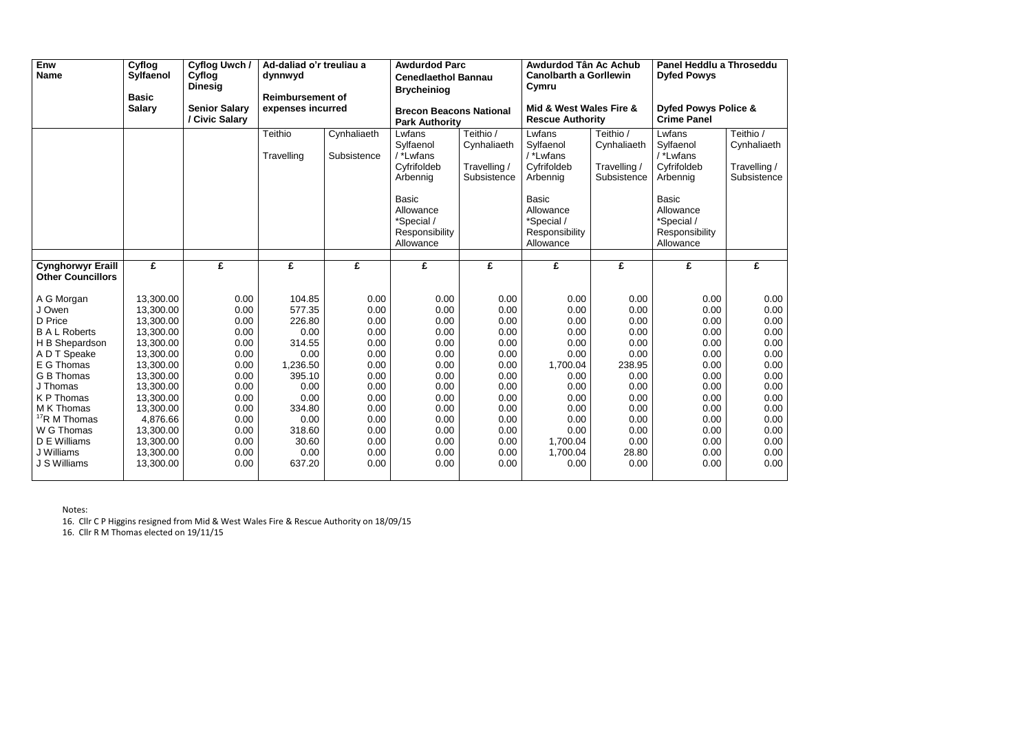| Enw<br>Name | Cyflog Sylfaenol<br>Basic Salary | Cyflog Uwch / Cyflog Dinesig<br>Senior Salary / Civic Salary | Ad-daliad o'r treuliau a dynnwyd<br>Reimbursement of expenses incurred | | Awdurdod Parc Cenedlaethol Bannau Brycheiniog<br>Brecon Beacons National Park Authority | | Awdurdod Tân Ac Achub Canolbarth a Gorllewin Cymru<br>Mid & West Wales Fire & Rescue Authority | | Panel Heddlu a Throseddu Dyfed Powys<br>Dyfed Powys Police & Crime Panel | |
|---|---|---|---|---|---|---|---|---|---|---|
| | | | Teithio<br>Travelling | Cynhaliaeth<br>Subsistence | Lwfans Sylfaenol / *Lwfans Cyfrifoldeb Arbennig<br>Basic Allowance *Special / Responsibility Allowance | Teithio / Cynhaliaeth<br>Travelling / Subsistence | Lwfans Sylfaenol / *Lwfans Cyfrifoldeb Arbennig<br>Basic Allowance *Special / Responsibility Allowance | Teithio / Cynhaliaeth<br>Travelling / Subsistence | Lwfans Sylfaenol / *Lwfans Cyfrifoldeb Arbennig<br>Basic Allowance *Special / Responsibility Allowance | Teithio / Cynhaliaeth<br>Travelling / Subsistence |
| **Cynghorwyr Eraill**<br>**Other Councillors** | **£** | **£** | **£** | **£** | **£** | **£** | **£** | **£** | **£** | **£** |
| A G Morgan | 13,300.00 | 0.00 | 104.85 | 0.00 | 0.00 | 0.00 | 0.00 | 0.00 | 0.00 | 0.00 |
| J Owen | 13,300.00 | 0.00 | 577.35 | 0.00 | 0.00 | 0.00 | 0.00 | 0.00 | 0.00 | 0.00 |
| D Price | 13,300.00 | 0.00 | 226.80 | 0.00 | 0.00 | 0.00 | 0.00 | 0.00 | 0.00 | 0.00 |
| B A L Roberts | 13,300.00 | 0.00 | 0.00 | 0.00 | 0.00 | 0.00 | 0.00 | 0.00 | 0.00 | 0.00 |
| H B Shepardson | 13,300.00 | 0.00 | 314.55 | 0.00 | 0.00 | 0.00 | 0.00 | 0.00 | 0.00 | 0.00 |
| A D T Speake | 13,300.00 | 0.00 | 0.00 | 0.00 | 0.00 | 0.00 | 0.00 | 0.00 | 0.00 | 0.00 |
| E G Thomas | 13,300.00 | 0.00 | 1,236.50 | 0.00 | 0.00 | 0.00 | 1,700.04 | 238.95 | 0.00 | 0.00 |
| G B Thomas | 13,300.00 | 0.00 | 395.10 | 0.00 | 0.00 | 0.00 | 0.00 | 0.00 | 0.00 | 0.00 |
| J Thomas | 13,300.00 | 0.00 | 0.00 | 0.00 | 0.00 | 0.00 | 0.00 | 0.00 | 0.00 | 0.00 |
| K P Thomas | 13,300.00 | 0.00 | 0.00 | 0.00 | 0.00 | 0.00 | 0.00 | 0.00 | 0.00 | 0.00 |
| M K Thomas | 13,300.00 | 0.00 | 334.80 | 0.00 | 0.00 | 0.00 | 0.00 | 0.00 | 0.00 | 0.00 |
| [17]R M Thomas | 4,876.66 | 0.00 | 0.00 | 0.00 | 0.00 | 0.00 | 0.00 | 0.00 | 0.00 | 0.00 |
| W G Thomas | 13,300.00 | 0.00 | 318.60 | 0.00 | 0.00 | 0.00 | 0.00 | 0.00 | 0.00 | 0.00 |
| D E Williams | 13,300.00 | 0.00 | 30.60 | 0.00 | 0.00 | 0.00 | 1,700.04 | 0.00 | 0.00 | 0.00 |
| J Williams | 13,300.00 | 0.00 | 0.00 | 0.00 | 0.00 | 0.00 | 1,700.04 | 28.80 | 0.00 | 0.00 |
| J S Williams | 13,300.00 | 0.00 | 637.20 | 0.00 | 0.00 | 0.00 | 0.00 | 0.00 | 0.00 | 0.00 |

Notes:

16. Cllr C P Higgins resigned from Mid & West Wales Fire & Rescue Authority on 18/09/15

16. Cllr R M Thomas elected on 19/11/15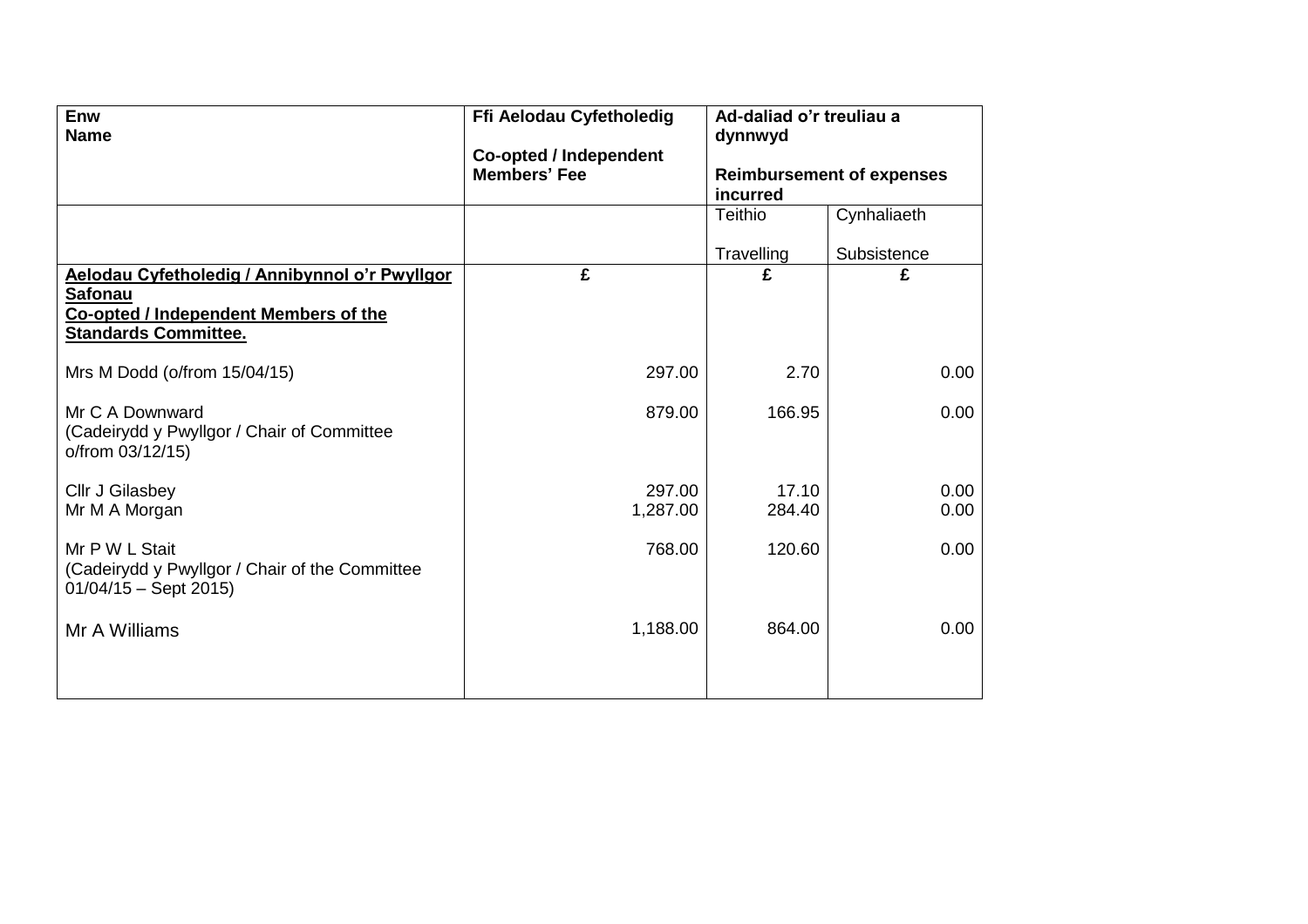| Enw<br>Name | Ffi Aelodau Cyfetholedig<br><br>Co-opted / Independent Members' Fee | Ad-daliad o'r treuliau a dynnwyd<br><br>Reimbursement of expenses incurred | |
|---|---|---|---|
| | | Teithio<br><br>Travelling | Cynhaliaeth<br><br>Subsistence |
| **Aelodau Cyfetholedig / Annibynnol o'r Pwyllgor Safonau**<br>**Co-opted / Independent Members of the Standards Committee.** | **£** | **£** | **£** |
| Mrs M Dodd (o/from 15/04/15) | 297.00 | 2.70 | 0.00 |
| Mr C A Downward<br>(Cadeirydd y Pwyllgor / Chair of Committee o/from 03/12/15) | 879.00 | 166.95 | 0.00 |
| Cllr J Gilasbey | 297.00 | 17.10 | 0.00 |
| Mr M A Morgan | 1,287.00 | 284.40 | 0.00 |
| Mr P W L Stait<br>(Cadeirydd y Pwyllgor / Chair of the Committee 01/04/15 – Sept 2015) | 768.00 | 120.60 | 0.00 |
| Mr A Williams | 1,188.00 | 864.00 | 0.00 |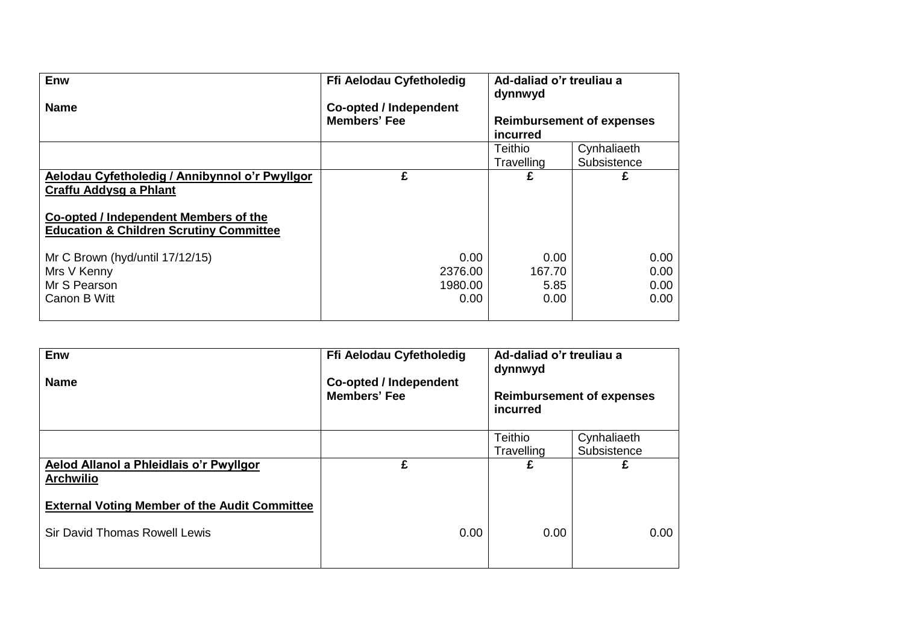| Enw<br><br>Name | Ffi Aelodau Cyfetholedig<br><br>Co-opted / Independent Members' Fee | Ad-daliad o'r treuliau a dynnwyd<br><br>Reimbursement of expenses incurred | |
|---|---|---|---|
| | | Teithio<br>Travelling | Cynhaliaeth<br>Subsistence |
| **Aelodau Cyfetholedig / Annibynnol o'r Pwyllgor Craffu Addysg a Phlant**<br><br>**Co-opted / Independent Members of the Education & Children Scrutiny Committee** | £ | £ | £ |
| Mr C Brown (hyd/until 17/12/15) | 0.00 | 0.00 | 0.00 |
| Mrs V Kenny | 2376.00 | 167.70 | 0.00 |
| Mr S Pearson | 1980.00 | 5.85 | 0.00 |
| Canon B Witt | 0.00 | 0.00 | 0.00 |

| Enw<br><br>Name | Ffi Aelodau Cyfetholedig<br><br>Co-opted / Independent Members' Fee | Ad-daliad o'r treuliau a dynnwyd<br><br>Reimbursement of expenses incurred | |
|---|---|---|---|
| | | Teithio<br>Travelling | Cynhaliaeth<br>Subsistence |
| **Aelod Allanol a Phleidlais o'r Pwyllgor Archwilio**<br><br>**External Voting Member of the Audit Committee** | £ | £ | £ |
| Sir David Thomas Rowell Lewis | 0.00 | 0.00 | 0.00 |